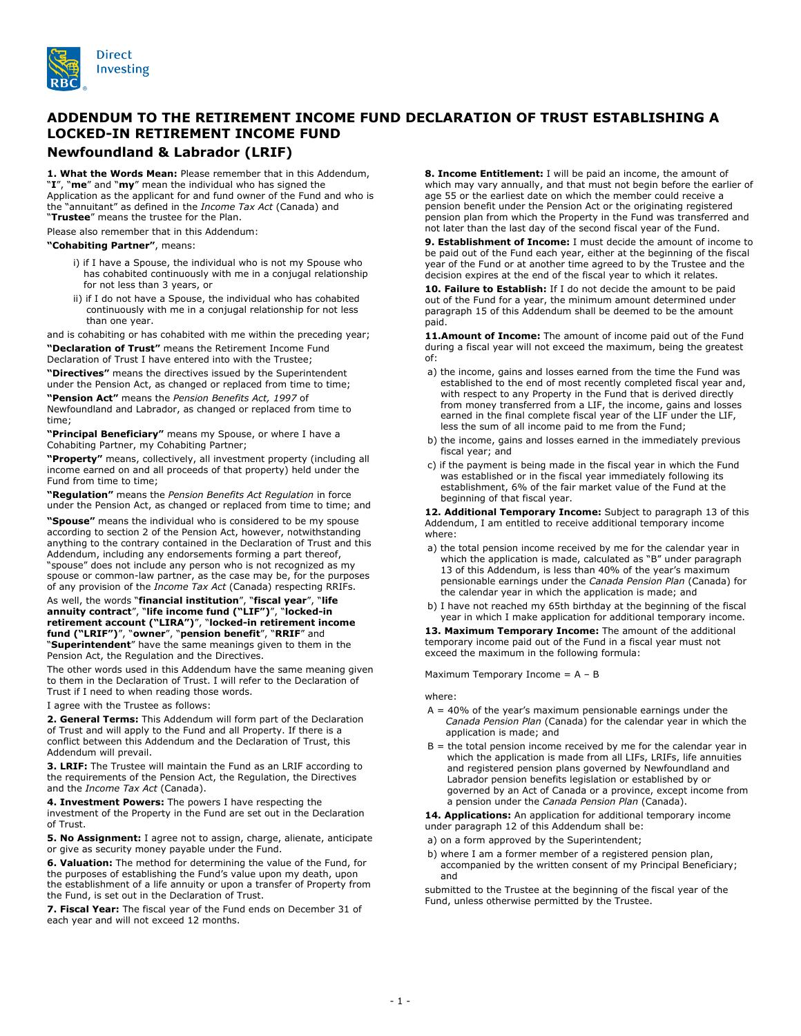# ADDENDUM TO THE RETIREMENT INCOME FUND DECLARATION OF TRUST ESTABLISHING A LOCKED-IN RETIREMENT INCOME FUND

## Newfoundland & Labrador (LRIF)

**1. What the Words Mean:** Please remember that in this Addendum, "**I**", "**me**" and "**my**" mean the individual who has signed the Application as the applicant for and fund owner of the Fund and who is the "annuitant" as defined in the *Income Tax Act* (Canada) and "**Trustee**" means the trustee for the Plan.

Please also remember that in this Addendum:

**"Cohabiting Partner"**, means:

i) if I have a Spouse, the individual who is not my Spouse who has cohabited continuously with me in a conjugal relationship for not less than 3 years, or

ii) if I do not have a Spouse, the individual who has cohabited continuously with me in a conjugal relationship for not less than one year.

and is cohabiting or has cohabited with me within the preceding year;

**"Declaration of Trust"** means the Retirement Income Fund Declaration of Trust I have entered into with the Trustee;

**"Directives"** means the directives issued by the Superintendent under the Pension Act, as changed or replaced from time to time;

**"Pension Act"** means the *Pension Benefits Act, 1997* of Newfoundland and Labrador, as changed or replaced from time to time;

**"Principal Beneficiary"** means my Spouse, or where I have a Cohabiting Partner, my Cohabiting Partner;

**"Property"** means, collectively, all investment property (including all income earned on and all proceeds of that property) held under the Fund from time to time;

**"Regulation"** means the *Pension Benefits Act Regulation* in force under the Pension Act, as changed or replaced from time to time; and

**"Spouse"** means the individual who is considered to be my spouse according to section 2 of the Pension Act, however, notwithstanding anything to the contrary contained in the Declaration of Trust and this Addendum, including any endorsements forming a part thereof, "spouse" does not include any person who is not recognized as my spouse or common-law partner, as the case may be, for the purposes of any provision of the *Income Tax Act* (Canada) respecting RRIFs.

As well, the words "**financial institution**", "**fiscal year**", "**life annuity contract**", "**life income fund ("LIF")**", "**locked-in retirement account ("LIRA")**", "**locked-in retirement income fund ("LRIF")**", "**owner**", "**pension benefit**", "**RRIF**" and "**Superintendent**" have the same meanings given to them in the Pension Act, the Regulation and the Directives.

The other words used in this Addendum have the same meaning given to them in the Declaration of Trust. I will refer to the Declaration of Trust if I need to when reading those words.

I agree with the Trustee as follows:

**2. General Terms:** This Addendum will form part of the Declaration of Trust and will apply to the Fund and all Property. If there is a conflict between this Addendum and the Declaration of Trust, this Addendum will prevail.

**3. LRIF:** The Trustee will maintain the Fund as an LRIF according to the requirements of the Pension Act, the Regulation, the Directives and the *Income Tax Act* (Canada).

**4. Investment Powers:** The powers I have respecting the investment of the Property in the Fund are set out in the Declaration of Trust.

**5. No Assignment:** I agree not to assign, charge, alienate, anticipate or give as security money payable under the Fund.

**6. Valuation:** The method for determining the value of the Fund, for the purposes of establishing the Fund's value upon my death, upon the establishment of a life annuity or upon a transfer of Property from the Fund, is set out in the Declaration of Trust.

**7. Fiscal Year:** The fiscal year of the Fund ends on December 31 of each year and will not exceed 12 months.

**8. Income Entitlement:** I will be paid an income, the amount of which may vary annually, and that must not begin before the earlier of age 55 or the earliest date on which the member could receive a pension benefit under the Pension Act or the originating registered pension plan from which the Property in the Fund was transferred and not later than the last day of the second fiscal year of the Fund.

**9. Establishment of Income:** I must decide the amount of income to be paid out of the Fund each year, either at the beginning of the fiscal year of the Fund or at another time agreed to by the Trustee and the decision expires at the end of the fiscal year to which it relates.

**10. Failure to Establish:** If I do not decide the amount to be paid out of the Fund for a year, the minimum amount determined under paragraph 15 of this Addendum shall be deemed to be the amount paid.

**11. Amount of Income:** The amount of income paid out of the Fund during a fiscal year will not exceed the maximum, being the greatest of:

a) the income, gains and losses earned from the time the Fund was established to the end of most recently completed fiscal year and, with respect to any Property in the Fund that is derived directly from money transferred from a LIF, the income, gains and losses earned in the final complete fiscal year of the LIF under the LIF, less the sum of all income paid to me from the Fund;

b) the income, gains and losses earned in the immediately previous fiscal year; and

c) if the payment is being made in the fiscal year in which the Fund was established or in the fiscal year immediately following its establishment, 6% of the fair market value of the Fund at the beginning of that fiscal year.

**12. Additional Temporary Income:** Subject to paragraph 13 of this Addendum, I am entitled to receive additional temporary income where:

a) the total pension income received by me for the calendar year in which the application is made, calculated as "B" under paragraph 13 of this Addendum, is less than 40% of the year's maximum pensionable earnings under the *Canada Pension Plan* (Canada) for the calendar year in which the application is made; and

b) I have not reached my 65th birthday at the beginning of the fiscal year in which I make application for additional temporary income.

**13. Maximum Temporary Income:** The amount of the additional temporary income paid out of the Fund in a fiscal year must not exceed the maximum in the following formula:

Maximum Temporary Income = A – B

where:

A = 40% of the year's maximum pensionable earnings under the *Canada Pension Plan* (Canada) for the calendar year in which the application is made; and

B = the total pension income received by me for the calendar year in which the application is made from all LIFs, LRIFs, life annuities and registered pension plans governed by Newfoundland and Labrador pension benefits legislation or established by or governed by an Act of Canada or a province, except income from a pension under the *Canada Pension Plan* (Canada).

**14. Applications:** An application for additional temporary income under paragraph 12 of this Addendum shall be:

a) on a form approved by the Superintendent;

b) where I am a former member of a registered pension plan, accompanied by the written consent of my Principal Beneficiary; and

submitted to the Trustee at the beginning of the fiscal year of the Fund, unless otherwise permitted by the Trustee.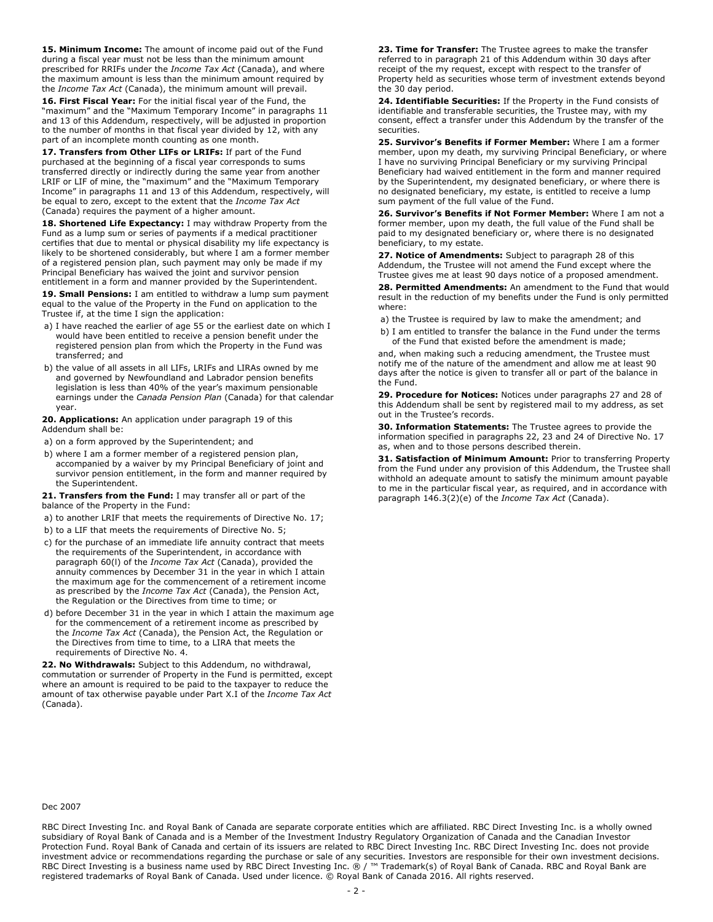**15. Minimum Income:** The amount of income paid out of the Fund during a fiscal year must not be less than the minimum amount prescribed for RRIFs under the *Income Tax Act* (Canada), and where the maximum amount is less than the minimum amount required by the *Income Tax Act* (Canada), the minimum amount will prevail.

**16. First Fiscal Year:** For the initial fiscal year of the Fund, the "maximum" and the "Maximum Temporary Income" in paragraphs 11 and 13 of this Addendum, respectively, will be adjusted in proportion to the number of months in that fiscal year divided by 12, with any part of an incomplete month counting as one month.

**17. Transfers from Other LIFs or LRIFs:** If part of the Fund purchased at the beginning of a fiscal year corresponds to sums transferred directly or indirectly during the same year from another LRIF or LIF of mine, the "maximum" and the "Maximum Temporary Income" in paragraphs 11 and 13 of this Addendum, respectively, will be equal to zero, except to the extent that the *Income Tax Act* (Canada) requires the payment of a higher amount.

**18. Shortened Life Expectancy:** I may withdraw Property from the Fund as a lump sum or series of payments if a medical practitioner certifies that due to mental or physical disability my life expectancy is likely to be shortened considerably, but where I am a former member of a registered pension plan, such payment may only be made if my Principal Beneficiary has waived the joint and survivor pension entitlement in a form and manner provided by the Superintendent.

**19. Small Pensions:** I am entitled to withdraw a lump sum payment equal to the value of the Property in the Fund on application to the Trustee if, at the time I sign the application:

a) I have reached the earlier of age 55 or the earliest date on which I would have been entitled to receive a pension benefit under the registered pension plan from which the Property in the Fund was transferred; and

b) the value of all assets in all LIFs, LRIFs and LIRAs owned by me and governed by Newfoundland and Labrador pension benefits legislation is less than 40% of the year's maximum pensionable earnings under the *Canada Pension Plan* (Canada) for that calendar year.

**20. Applications:** An application under paragraph 19 of this Addendum shall be:

a) on a form approved by the Superintendent; and

b) where I am a former member of a registered pension plan, accompanied by a waiver by my Principal Beneficiary of joint and survivor pension entitlement, in the form and manner required by the Superintendent.

**21. Transfers from the Fund:** I may transfer all or part of the balance of the Property in the Fund:

a) to another LRIF that meets the requirements of Directive No. 17;

b) to a LIF that meets the requirements of Directive No. 5;

c) for the purchase of an immediate life annuity contract that meets the requirements of the Superintendent, in accordance with paragraph 60(l) of the *Income Tax Act* (Canada), provided the annuity commences by December 31 in the year in which I attain the maximum age for the commencement of a retirement income as prescribed by the *Income Tax Act* (Canada), the Pension Act, the Regulation or the Directives from time to time; or

d) before December 31 in the year in which I attain the maximum age for the commencement of a retirement income as prescribed by the *Income Tax Act* (Canada), the Pension Act, the Regulation or the Directives from time to time, to a LIRA that meets the requirements of Directive No. 4.

**22. No Withdrawals:** Subject to this Addendum, no withdrawal, commutation or surrender of Property in the Fund is permitted, except where an amount is required to be paid to the taxpayer to reduce the amount of tax otherwise payable under Part X.I of the *Income Tax Act* (Canada).

**23. Time for Transfer:** The Trustee agrees to make the transfer referred to in paragraph 21 of this Addendum within 30 days after receipt of the my request, except with respect to the transfer of Property held as securities whose term of investment extends beyond the 30 day period.

**24. Identifiable Securities:** If the Property in the Fund consists of identifiable and transferable securities, the Trustee may, with my consent, effect a transfer under this Addendum by the transfer of the securities.

**25. Survivor's Benefits if Former Member:** Where I am a former member, upon my death, my surviving Principal Beneficiary, or where I have no surviving Principal Beneficiary or my surviving Principal Beneficiary had waived entitlement in the form and manner required by the Superintendent, my designated beneficiary, or where there is no designated beneficiary, my estate, is entitled to receive a lump sum payment of the full value of the Fund.

**26. Survivor's Benefits if Not Former Member:** Where I am not a former member, upon my death, the full value of the Fund shall be paid to my designated beneficiary or, where there is no designated beneficiary, to my estate.

**27. Notice of Amendments:** Subject to paragraph 28 of this Addendum, the Trustee will not amend the Fund except where the Trustee gives me at least 90 days notice of a proposed amendment.

**28. Permitted Amendments:** An amendment to the Fund that would result in the reduction of my benefits under the Fund is only permitted where:

a) the Trustee is required by law to make the amendment; and

b) I am entitled to transfer the balance in the Fund under the terms of the Fund that existed before the amendment is made;

and, when making such a reducing amendment, the Trustee must notify me of the nature of the amendment and allow me at least 90 days after the notice is given to transfer all or part of the balance in the Fund.

**29. Procedure for Notices:** Notices under paragraphs 27 and 28 of this Addendum shall be sent by registered mail to my address, as set out in the Trustee's records.

**30. Information Statements:** The Trustee agrees to provide the information specified in paragraphs 22, 23 and 24 of Directive No. 17 as, when and to those persons described therein.

**31. Satisfaction of Minimum Amount:** Prior to transferring Property from the Fund under any provision of this Addendum, the Trustee shall withhold an adequate amount to satisfy the minimum amount payable to me in the particular fiscal year, as required, and in accordance with paragraph 146.3(2)(e) of the *Income Tax Act* (Canada).

Dec 2007

RBC Direct Investing Inc. and Royal Bank of Canada are separate corporate entities which are affiliated. RBC Direct Investing Inc. is a wholly owned subsidiary of Royal Bank of Canada and is a Member of the Investment Industry Regulatory Organization of Canada and the Canadian Investor Protection Fund. Royal Bank of Canada and certain of its issuers are related to RBC Direct Investing Inc. RBC Direct Investing Inc. does not provide investment advice or recommendations regarding the purchase or sale of any securities. Investors are responsible for their own investment decisions. RBC Direct Investing is a business name used by RBC Direct Investing Inc. ® / ™ Trademark(s) of Royal Bank of Canada. RBC and Royal Bank are registered trademarks of Royal Bank of Canada. Used under licence. © Royal Bank of Canada 2016. All rights reserved.